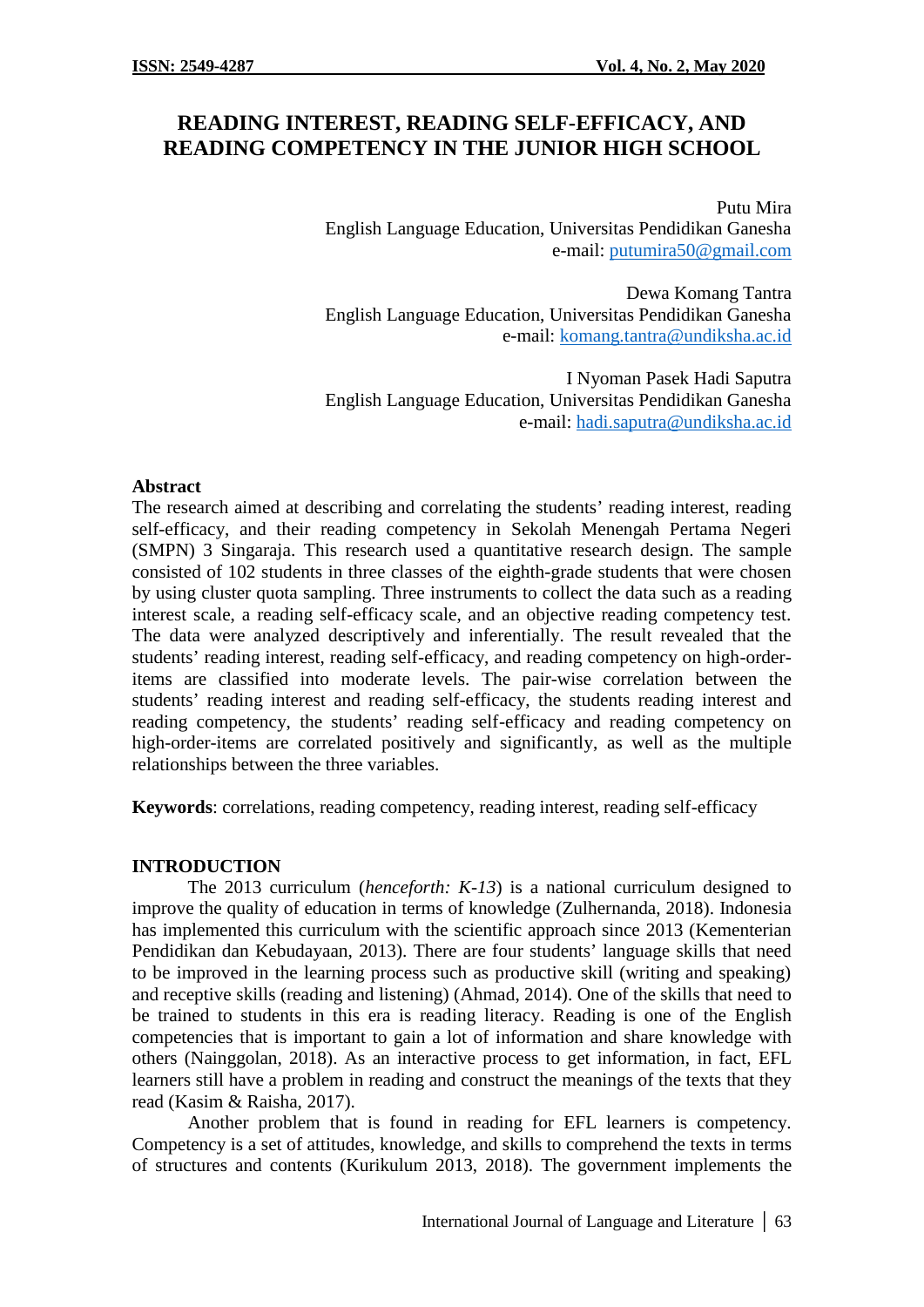# READING INTEREST, READING SELF-EFFICACY, AND READING COMPETENCY IN THE JUNIOR HIGH SCHOOL

Putu Mira
English Language Education, Universitas Pendidikan Ganesha
e-mail: putumira50@gmail.com

Dewa Komang Tantra
English Language Education, Universitas Pendidikan Ganesha
e-mail: komang.tantra@undiksha.ac.id

I Nyoman Pasek Hadi Saputra
English Language Education, Universitas Pendidikan Ganesha
e-mail: hadi.saputra@undiksha.ac.id

## Abstract

The research aimed at describing and correlating the students' reading interest, reading self-efficacy, and their reading competency in Sekolah Menengah Pertama Negeri (SMPN) 3 Singaraja. This research used a quantitative research design. The sample consisted of 102 students in three classes of the eighth-grade students that were chosen by using cluster quota sampling. Three instruments to collect the data such as a reading interest scale, a reading self-efficacy scale, and an objective reading competency test. The data were analyzed descriptively and inferentially. The result revealed that the students' reading interest, reading self-efficacy, and reading competency on high-order-items are classified into moderate levels. The pair-wise correlation between the students' reading interest and reading self-efficacy, the students reading interest and reading competency, the students' reading self-efficacy and reading competency on high-order-items are correlated positively and significantly, as well as the multiple relationships between the three variables.

**Keywords**: correlations, reading competency, reading interest, reading self-efficacy

## INTRODUCTION

The 2013 curriculum (*henceforth: K-13*) is a national curriculum designed to improve the quality of education in terms of knowledge (Zulhernanda, 2018). Indonesia has implemented this curriculum with the scientific approach since 2013 (Kementerian Pendidikan dan Kebudayaan, 2013). There are four students' language skills that need to be improved in the learning process such as productive skill (writing and speaking) and receptive skills (reading and listening) (Ahmad, 2014). One of the skills that need to be trained to students in this era is reading literacy. Reading is one of the English competencies that is important to gain a lot of information and share knowledge with others (Nainggolan, 2018). As an interactive process to get information, in fact, EFL learners still have a problem in reading and construct the meanings of the texts that they read (Kasim & Raisha, 2017).

Another problem that is found in reading for EFL learners is competency. Competency is a set of attitudes, knowledge, and skills to comprehend the texts in terms of structures and contents (Kurikulum 2013, 2018). The government implements the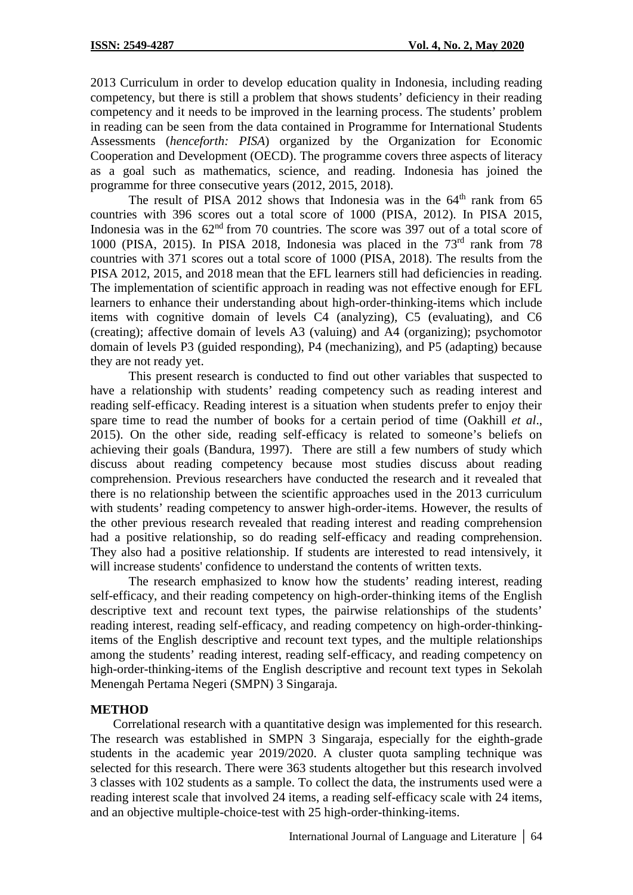2013 Curriculum in order to develop education quality in Indonesia, including reading competency, but there is still a problem that shows students' deficiency in their reading competency and it needs to be improved in the learning process. The students' problem in reading can be seen from the data contained in Programme for International Students Assessments (*henceforth: PISA*) organized by the Organization for Economic Cooperation and Development (OECD). The programme covers three aspects of literacy as a goal such as mathematics, science, and reading. Indonesia has joined the programme for three consecutive years (2012, 2015, 2018).

The result of PISA 2012 shows that Indonesia was in the 64th rank from 65 countries with 396 scores out a total score of 1000 (PISA, 2012). In PISA 2015, Indonesia was in the 62nd from 70 countries. The score was 397 out of a total score of 1000 (PISA, 2015). In PISA 2018, Indonesia was placed in the 73rd rank from 78 countries with 371 scores out a total score of 1000 (PISA, 2018). The results from the PISA 2012, 2015, and 2018 mean that the EFL learners still had deficiencies in reading. The implementation of scientific approach in reading was not effective enough for EFL learners to enhance their understanding about high-order-thinking-items which include items with cognitive domain of levels C4 (analyzing), C5 (evaluating), and C6 (creating); affective domain of levels A3 (valuing) and A4 (organizing); psychomotor domain of levels P3 (guided responding), P4 (mechanizing), and P5 (adapting) because they are not ready yet.

This present research is conducted to find out other variables that suspected to have a relationship with students' reading competency such as reading interest and reading self-efficacy. Reading interest is a situation when students prefer to enjoy their spare time to read the number of books for a certain period of time (Oakhill *et al*., 2015). On the other side, reading self-efficacy is related to someone's beliefs on achieving their goals (Bandura, 1997). There are still a few numbers of study which discuss about reading competency because most studies discuss about reading comprehension. Previous researchers have conducted the research and it revealed that there is no relationship between the scientific approaches used in the 2013 curriculum with students' reading competency to answer high-order-items. However, the results of the other previous research revealed that reading interest and reading comprehension had a positive relationship, so do reading self-efficacy and reading comprehension. They also had a positive relationship. If students are interested to read intensively, it will increase students' confidence to understand the contents of written texts.

The research emphasized to know how the students' reading interest, reading self-efficacy, and their reading competency on high-order-thinking items of the English descriptive text and recount text types, the pairwise relationships of the students' reading interest, reading self-efficacy, and reading competency on high-order-thinking-items of the English descriptive and recount text types, and the multiple relationships among the students' reading interest, reading self-efficacy, and reading competency on high-order-thinking-items of the English descriptive and recount text types in Sekolah Menengah Pertama Negeri (SMPN) 3 Singaraja.

## METHOD

Correlational research with a quantitative design was implemented for this research. The research was established in SMPN 3 Singaraja, especially for the eighth-grade students in the academic year 2019/2020. A cluster quota sampling technique was selected for this research. There were 363 students altogether but this research involved 3 classes with 102 students as a sample. To collect the data, the instruments used were a reading interest scale that involved 24 items, a reading self-efficacy scale with 24 items, and an objective multiple-choice-test with 25 high-order-thinking-items.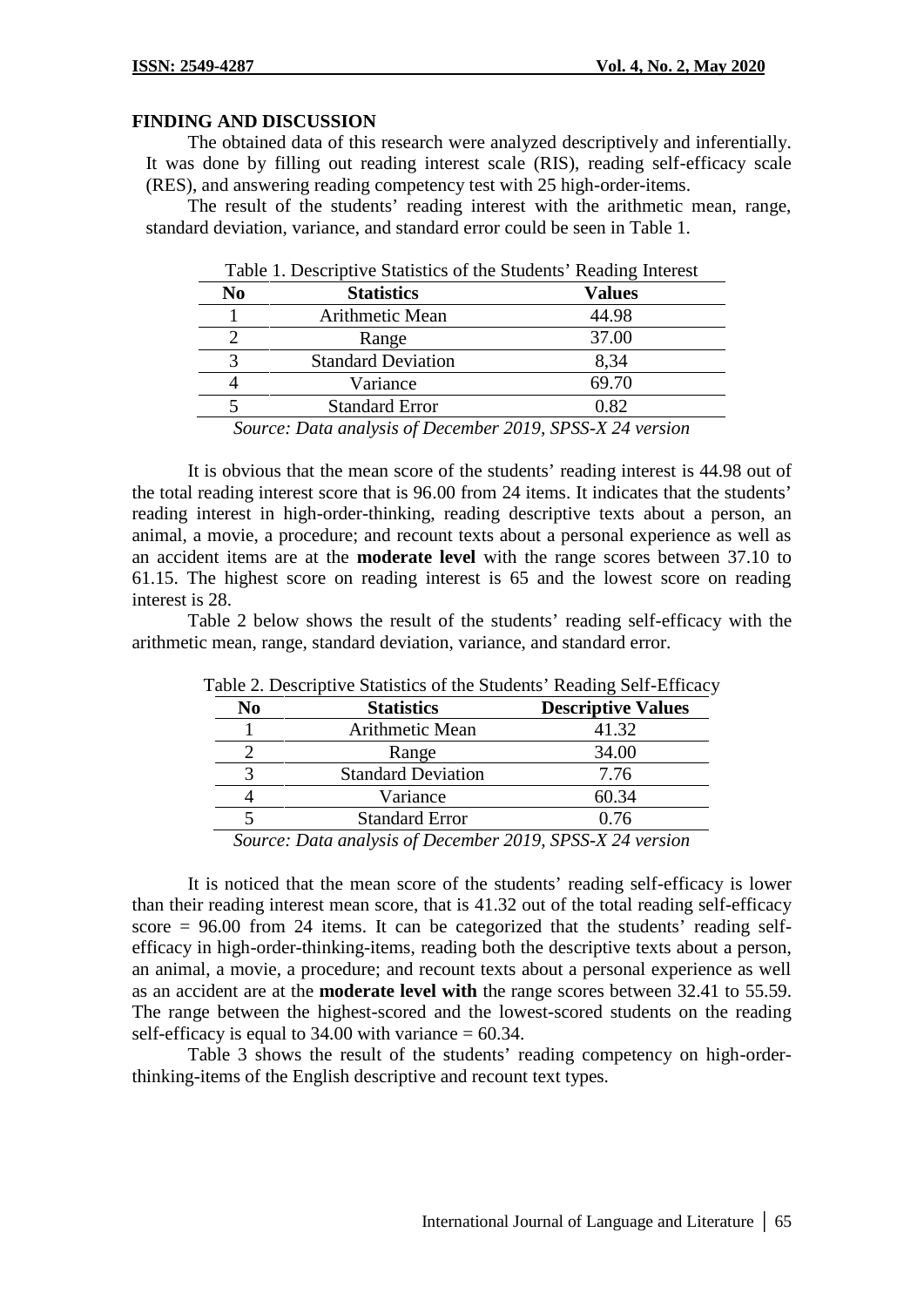## FINDING AND DISCUSSION

The obtained data of this research were analyzed descriptively and inferentially. It was done by filling out reading interest scale (RIS), reading self-efficacy scale (RES), and answering reading competency test with 25 high-order-items.

The result of the students' reading interest with the arithmetic mean, range, standard deviation, variance, and standard error could be seen in Table 1.

Table 1. Descriptive Statistics of the Students' Reading Interest

| No | Statistics | Values |
|---|---|---|
| 1 | Arithmetic Mean | 44.98 |
| 2 | Range | 37.00 |
| 3 | Standard Deviation | 8,34 |
| 4 | Variance | 69.70 |
| 5 | Standard Error | 0.82 |

*Source: Data analysis of December 2019, SPSS-X 24 version*

It is obvious that the mean score of the students' reading interest is 44.98 out of the total reading interest score that is 96.00 from 24 items. It indicates that the students' reading interest in high-order-thinking, reading descriptive texts about a person, an animal, a movie, a procedure; and recount texts about a personal experience as well as an accident items are at the **moderate level** with the range scores between 37.10 to 61.15. The highest score on reading interest is 65 and the lowest score on reading interest is 28.

Table 2 below shows the result of the students' reading self-efficacy with the arithmetic mean, range, standard deviation, variance, and standard error.

Table 2. Descriptive Statistics of the Students' Reading Self-Efficacy

| No | Statistics | Descriptive Values |
|---|---|---|
| 1 | Arithmetic Mean | 41.32 |
| 2 | Range | 34.00 |
| 3 | Standard Deviation | 7.76 |
| 4 | Variance | 60.34 |
| 5 | Standard Error | 0.76 |

*Source: Data analysis of December 2019, SPSS-X 24 version*

It is noticed that the mean score of the students' reading self-efficacy is lower than their reading interest mean score, that is 41.32 out of the total reading self-efficacy score = 96.00 from 24 items. It can be categorized that the students' reading self-efficacy in high-order-thinking-items, reading both the descriptive texts about a person, an animal, a movie, a procedure; and recount texts about a personal experience as well as an accident are at the **moderate level with** the range scores between 32.41 to 55.59. The range between the highest-scored and the lowest-scored students on the reading self-efficacy is equal to 34.00 with variance = 60.34.

Table 3 shows the result of the students' reading competency on high-order-thinking-items of the English descriptive and recount text types.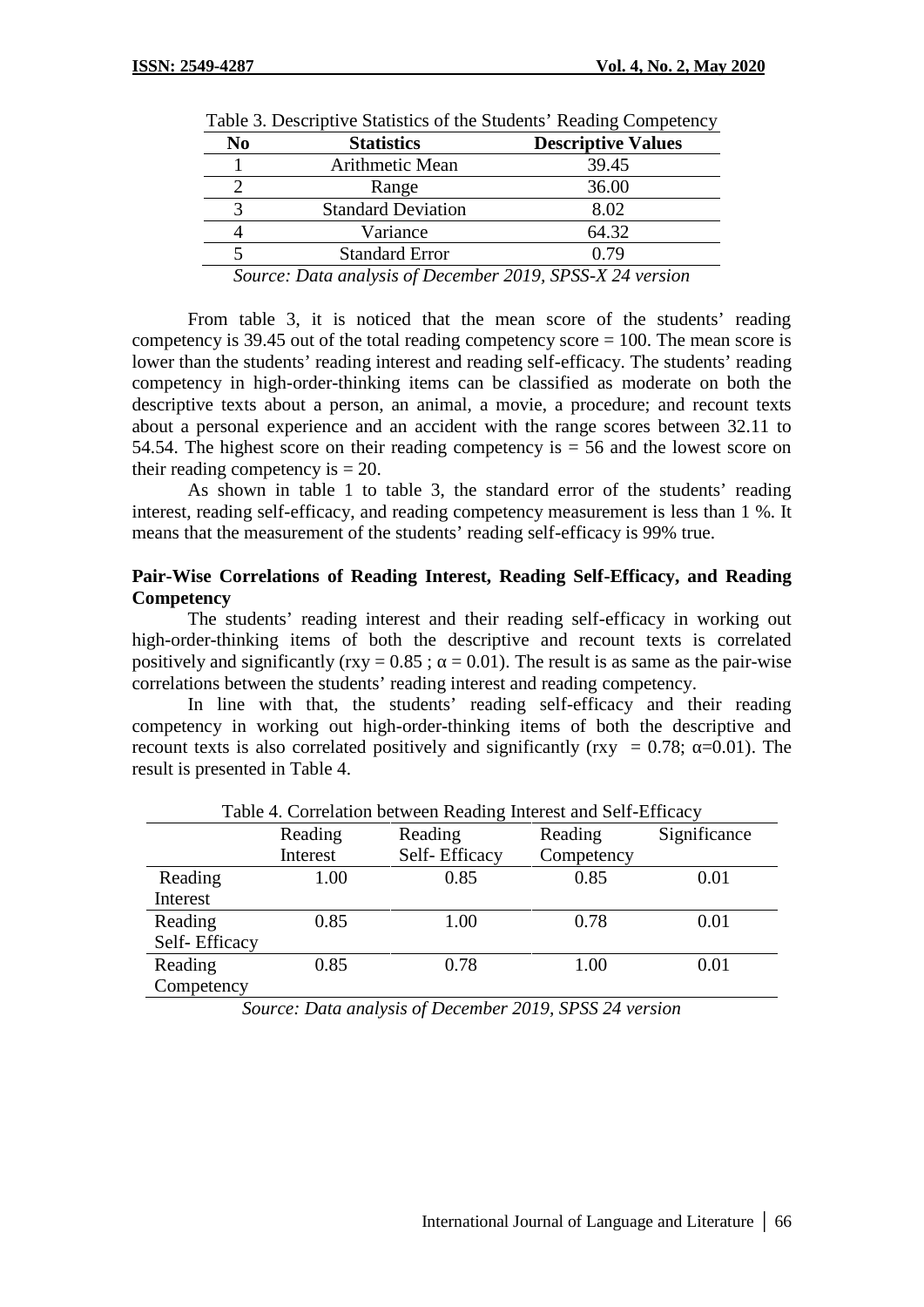Table 3. Descriptive Statistics of the Students' Reading Competency

| No | Statistics | Descriptive Values |
|---|---|---|
| 1 | Arithmetic Mean | 39.45 |
| 2 | Range | 36.00 |
| 3 | Standard Deviation | 8.02 |
| 4 | Variance | 64.32 |
| 5 | Standard Error | 0.79 |

*Source: Data analysis of December 2019, SPSS-X 24 version*

From table 3, it is noticed that the mean score of the students' reading competency is 39.45 out of the total reading competency score = 100. The mean score is lower than the students' reading interest and reading self-efficacy. The students' reading competency in high-order-thinking items can be classified as moderate on both the descriptive texts about a person, an animal, a movie, a procedure; and recount texts about a personal experience and an accident with the range scores between 32.11 to 54.54. The highest score on their reading competency is = 56 and the lowest score on their reading competency is = 20.

As shown in table 1 to table 3, the standard error of the students' reading interest, reading self-efficacy, and reading competency measurement is less than 1 %. It means that the measurement of the students' reading self-efficacy is 99% true.

## Pair-Wise Correlations of Reading Interest, Reading Self-Efficacy, and Reading Competency

The students' reading interest and their reading self-efficacy in working out high-order-thinking items of both the descriptive and recount texts is correlated positively and significantly ($r_{xy} = 0.85$ ; $\alpha = 0.01$). The result is as same as the pair-wise correlations between the students' reading interest and reading competency.

In line with that, the students' reading self-efficacy and their reading competency in working out high-order-thinking items of both the descriptive and recount texts is also correlated positively and significantly ($r_{xy} = 0.78$; $\alpha$=0.01). The result is presented in Table 4.

Table 4. Correlation between Reading Interest and Self-Efficacy

| | Reading Interest | Reading Self- Efficacy | Reading Competency | Significance |
|---|---|---|---|---|
| Reading Interest | 1.00 | 0.85 | 0.85 | 0.01 |
| Reading Self- Efficacy | 0.85 | 1.00 | 0.78 | 0.01 |
| Reading Competency | 0.85 | 0.78 | 1.00 | 0.01 |

*Source: Data analysis of December 2019, SPSS 24 version*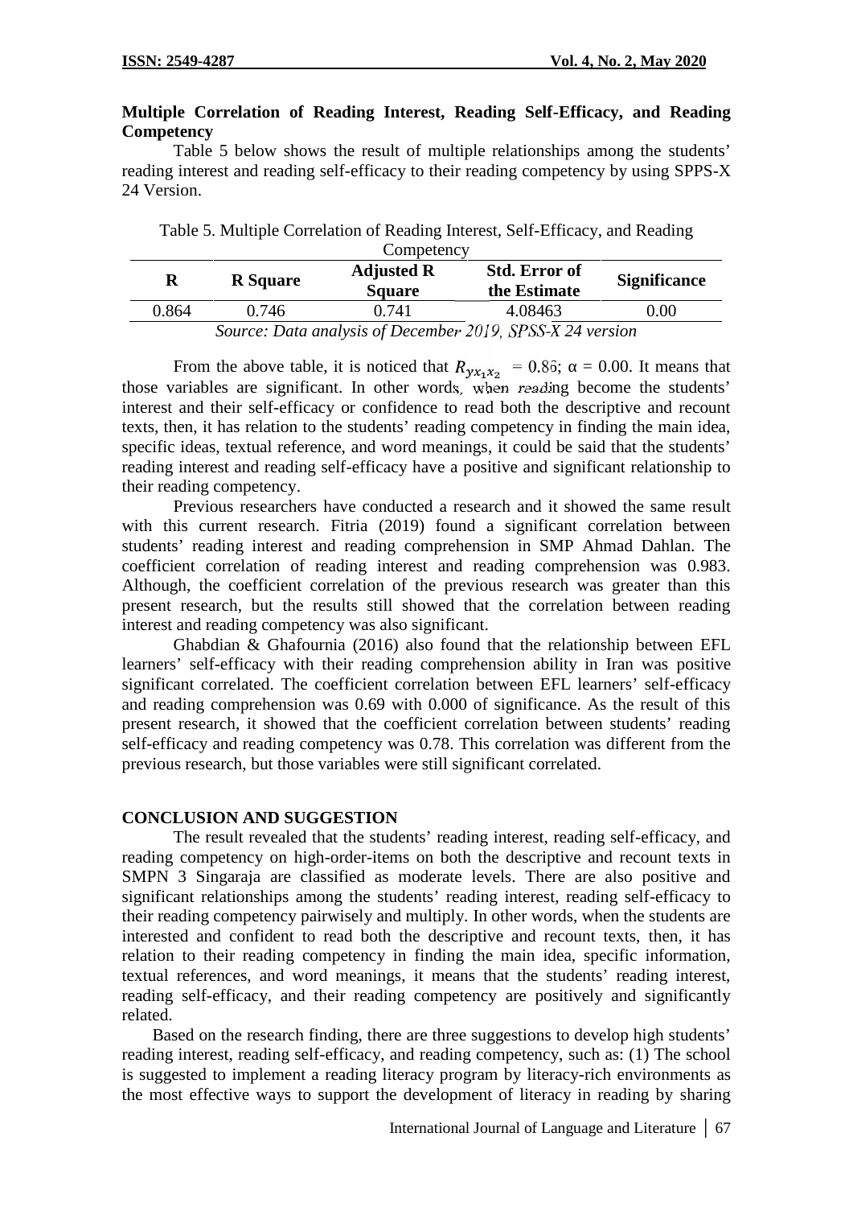**Multiple Correlation of Reading Interest, Reading Self-Efficacy, and Reading Competency**

Table 5 below shows the result of multiple relationships among the students' reading interest and reading self-efficacy to their reading competency by using SPPS-X 24 Version.

Table 5. Multiple Correlation of Reading Interest, Self-Efficacy, and Reading Competency

| R | R Square | Adjusted R Square | Std. Error of the Estimate | Significance |
|---|---|---|---|---|
| 0.864 | 0.746 | 0.741 | 4.08463 | 0.00 |

*Source: Data analysis of December 2019, SPSS-X 24 version*

From the above table, it is noticed that $R_{yx_1x_2} = 0.86$; $\alpha = 0.00$. It means that those variables are significant. In other words, when reading become the students' interest and their self-efficacy or confidence to read both the descriptive and recount texts, then, it has relation to the students' reading competency in finding the main idea, specific ideas, textual reference, and word meanings, it could be said that the students' reading interest and reading self-efficacy have a positive and significant relationship to their reading competency.

Previous researchers have conducted a research and it showed the same result with this current research. Fitria (2019) found a significant correlation between students' reading interest and reading comprehension in SMP Ahmad Dahlan. The coefficient correlation of reading interest and reading comprehension was 0.983. Although, the coefficient correlation of the previous research was greater than this present research, but the results still showed that the correlation between reading interest and reading competency was also significant.

Ghabdian & Ghafournia (2016) also found that the relationship between EFL learners' self-efficacy with their reading comprehension ability in Iran was positive significant correlated. The coefficient correlation between EFL learners' self-efficacy and reading comprehension was 0.69 with 0.000 of significance. As the result of this present research, it showed that the coefficient correlation between students' reading self-efficacy and reading competency was 0.78. This correlation was different from the previous research, but those variables were still significant correlated.

## CONCLUSION AND SUGGESTION

The result revealed that the students' reading interest, reading self-efficacy, and reading competency on high-order-items on both the descriptive and recount texts in SMPN 3 Singaraja are classified as moderate levels. There are also positive and significant relationships among the students' reading interest, reading self-efficacy to their reading competency pairwisely and multiply. In other words, when the students are interested and confident to read both the descriptive and recount texts, then, it has relation to their reading competency in finding the main idea, specific information, textual references, and word meanings, it means that the students' reading interest, reading self-efficacy, and their reading competency are positively and significantly related.

Based on the research finding, there are three suggestions to develop high students' reading interest, reading self-efficacy, and reading competency, such as: (1) The school is suggested to implement a reading literacy program by literacy-rich environments as the most effective ways to support the development of literacy in reading by sharing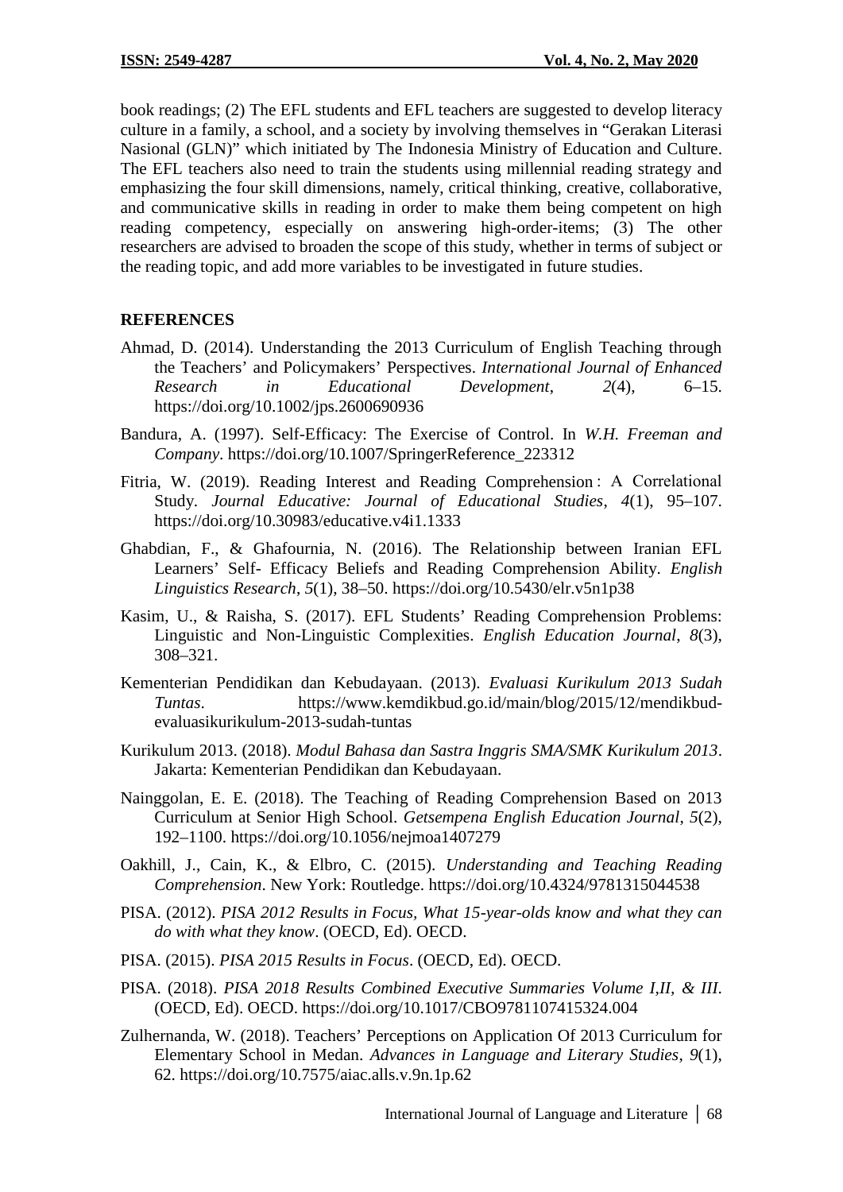book readings; (2) The EFL students and EFL teachers are suggested to develop literacy culture in a family, a school, and a society by involving themselves in "Gerakan Literasi Nasional (GLN)" which initiated by The Indonesia Ministry of Education and Culture. The EFL teachers also need to train the students using millennial reading strategy and emphasizing the four skill dimensions, namely, critical thinking, creative, collaborative, and communicative skills in reading in order to make them being competent on high reading competency, especially on answering high-order-items; (3) The other researchers are advised to broaden the scope of this study, whether in terms of subject or the reading topic, and add more variables to be investigated in future studies.

## REFERENCES

Ahmad, D. (2014). Understanding the 2013 Curriculum of English Teaching through the Teachers' and Policymakers' Perspectives. *International Journal of Enhanced Research in Educational Development*, *2*(4), 6–15. https://doi.org/10.1002/jps.2600690936

Bandura, A. (1997). Self-Efficacy: The Exercise of Control. In *W.H. Freeman and Company*. https://doi.org/10.1007/SpringerReference_223312

Fitria, W. (2019). Reading Interest and Reading Comprehension : A Correlational Study. *Journal Educative: Journal of Educational Studies*, *4*(1), 95–107. https://doi.org/10.30983/educative.v4i1.1333

Ghabdian, F., & Ghafournia, N. (2016). The Relationship between Iranian EFL Learners' Self- Efficacy Beliefs and Reading Comprehension Ability. *English Linguistics Research*, *5*(1), 38–50. https://doi.org/10.5430/elr.v5n1p38

Kasim, U., & Raisha, S. (2017). EFL Students' Reading Comprehension Problems: Linguistic and Non-Linguistic Complexities. *English Education Journal*, *8*(3), 308–321.

Kementerian Pendidikan dan Kebudayaan. (2013). *Evaluasi Kurikulum 2013 Sudah Tuntas*. https://www.kemdikbud.go.id/main/blog/2015/12/mendikbud-evaluasikurikulum-2013-sudah-tuntas

Kurikulum 2013. (2018). *Modul Bahasa dan Sastra Inggris SMA/SMK Kurikulum 2013*. Jakarta: Kementerian Pendidikan dan Kebudayaan.

Nainggolan, E. E. (2018). The Teaching of Reading Comprehension Based on 2013 Curriculum at Senior High School. *Getsempena English Education Journal*, *5*(2), 192–1100. https://doi.org/10.1056/nejmoa1407279

Oakhill, J., Cain, K., & Elbro, C. (2015). *Understanding and Teaching Reading Comprehension*. New York: Routledge. https://doi.org/10.4324/9781315044538

PISA. (2012). *PISA 2012 Results in Focus, What 15-year-olds know and what they can do with what they know*. (OECD, Ed). OECD.

PISA. (2015). *PISA 2015 Results in Focus*. (OECD, Ed). OECD.

PISA. (2018). *PISA 2018 Results Combined Executive Summaries Volume I,II, & III*. (OECD, Ed). OECD. https://doi.org/10.1017/CBO9781107415324.004

Zulhernanda, W. (2018). Teachers' Perceptions on Application Of 2013 Curriculum for Elementary School in Medan. *Advances in Language and Literary Studies*, *9*(1), 62. https://doi.org/10.7575/aiac.alls.v.9n.1p.62